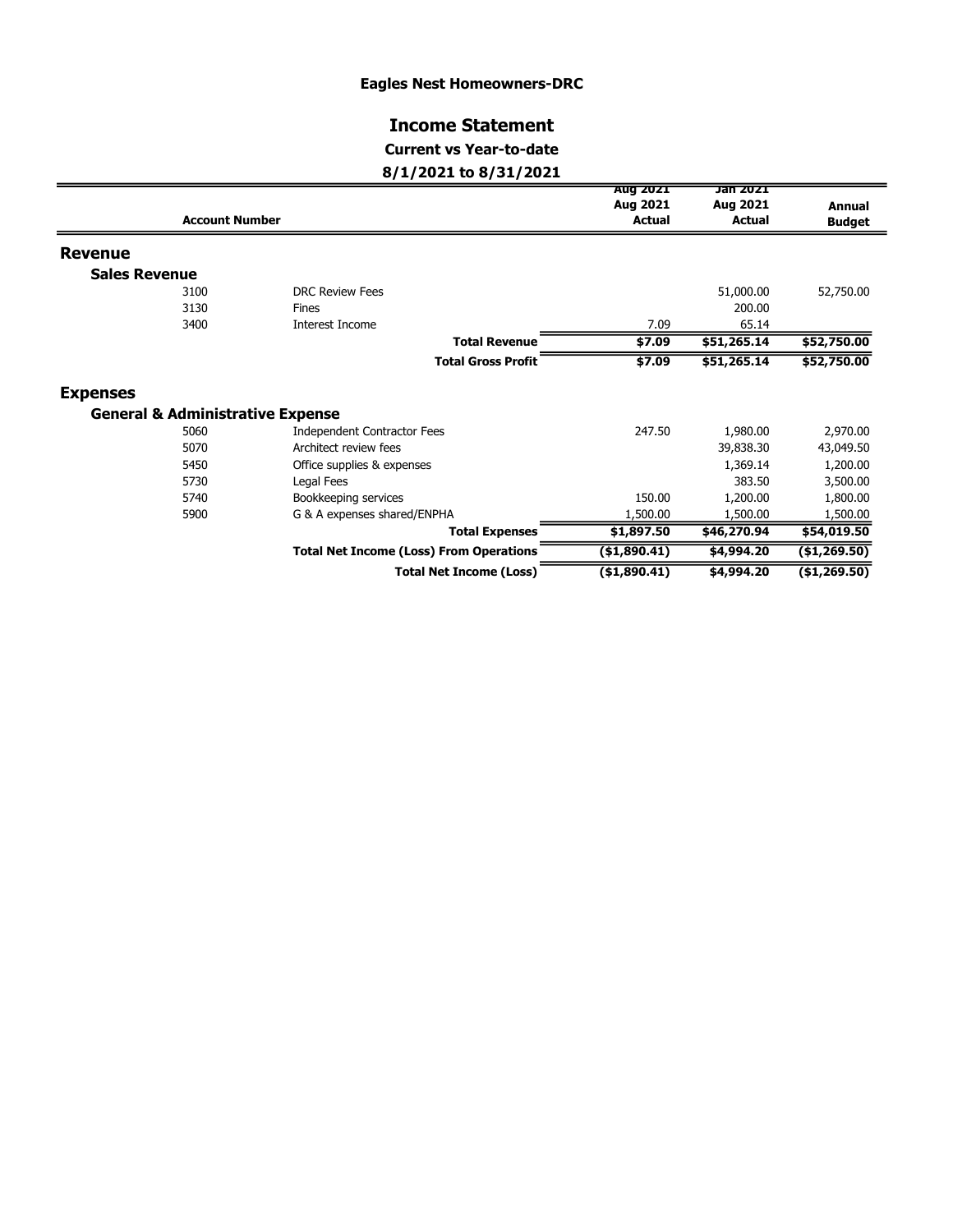# Eagles Nest Homeowners-DRC

## Income Statement

### Current vs Year-to-date

### 8/1/2021 to 8/31/2021

| Account Number | | Aug 2021 Aug 2021 Actual | Jan 2021 Aug 2021 Actual | Annual Budget |
|---|---|---|---|---|
| **Revenue** | | | | |
| **Sales Revenue** | | | | |
| 3100 | DRC Review Fees | | 51,000.00 | 52,750.00 |
| 3130 | Fines | | 200.00 | |
| 3400 | Interest Income | 7.09 | 65.14 | |
| | **Total Revenue** | **$7.09** | **$51,265.14** | **$52,750.00** |
| | **Total Gross Profit** | **$7.09** | **$51,265.14** | **$52,750.00** |
| **Expenses** | | | | |
| **General & Administrative Expense** | | | | |
| 5060 | Independent Contractor Fees | 247.50 | 1,980.00 | 2,970.00 |
| 5070 | Architect review fees | | 39,838.30 | 43,049.50 |
| 5450 | Office supplies & expenses | | 1,369.14 | 1,200.00 |
| 5730 | Legal Fees | | 383.50 | 3,500.00 |
| 5740 | Bookkeeping services | 150.00 | 1,200.00 | 1,800.00 |
| 5900 | G & A expenses shared/ENPHA | 1,500.00 | 1,500.00 | 1,500.00 |
| | **Total Expenses** | **$1,897.50** | **$46,270.94** | **$54,019.50** |
| | **Total Net Income (Loss) From Operations** | **($1,890.41)** | **$4,994.20** | **($1,269.50)** |
| | **Total Net Income (Loss)** | **($1,890.41)** | **$4,994.20** | **($1,269.50)** |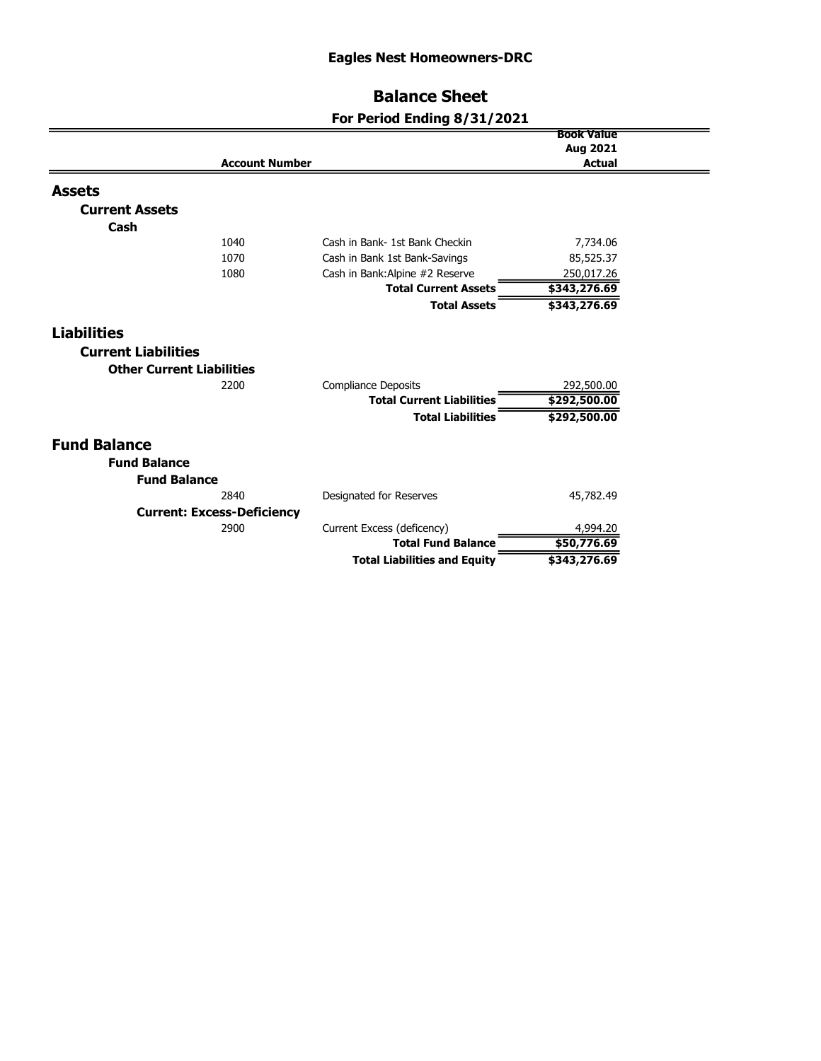# Eagles Nest Homeowners-DRC

## Balance Sheet

### For Period Ending 8/31/2021

| Account Number | | Book Value Aug 2021 Actual |
|---|---|---|
| **Assets** | | |
| **Current Assets** | | |
| **Cash** | | |
| 1040 | Cash in Bank- 1st Bank Checkin | 7,734.06 |
| 1070 | Cash in Bank 1st Bank-Savings | 85,525.37 |
| 1080 | Cash in Bank:Alpine #2 Reserve | 250,017.26 |
| | **Total Current Assets** | **$343,276.69** |
| | **Total Assets** | **$343,276.69** |
| **Liabilities** | | |
| **Current Liabilities** | | |
| **Other Current Liabilities** | | |
| 2200 | Compliance Deposits | 292,500.00 |
| | **Total Current Liabilities** | **$292,500.00** |
| | **Total Liabilities** | **$292,500.00** |
| **Fund Balance** | | |
| **Fund Balance** | | |
| **Fund Balance** | | |
| 2840 | Designated for Reserves | 45,782.49 |
| **Current: Excess-Deficiency** | | |
| 2900 | Current Excess (deficency) | 4,994.20 |
| | **Total Fund Balance** | **$50,776.69** |
| | **Total Liabilities and Equity** | **$343,276.69** |